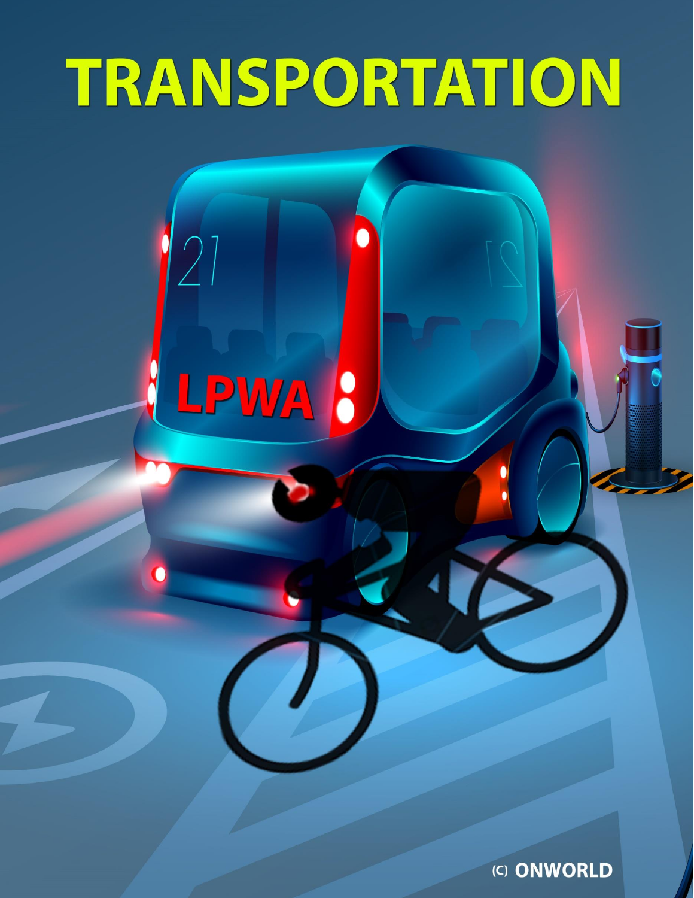# TRANSPORTATION

LPWA

(C) ONWORLD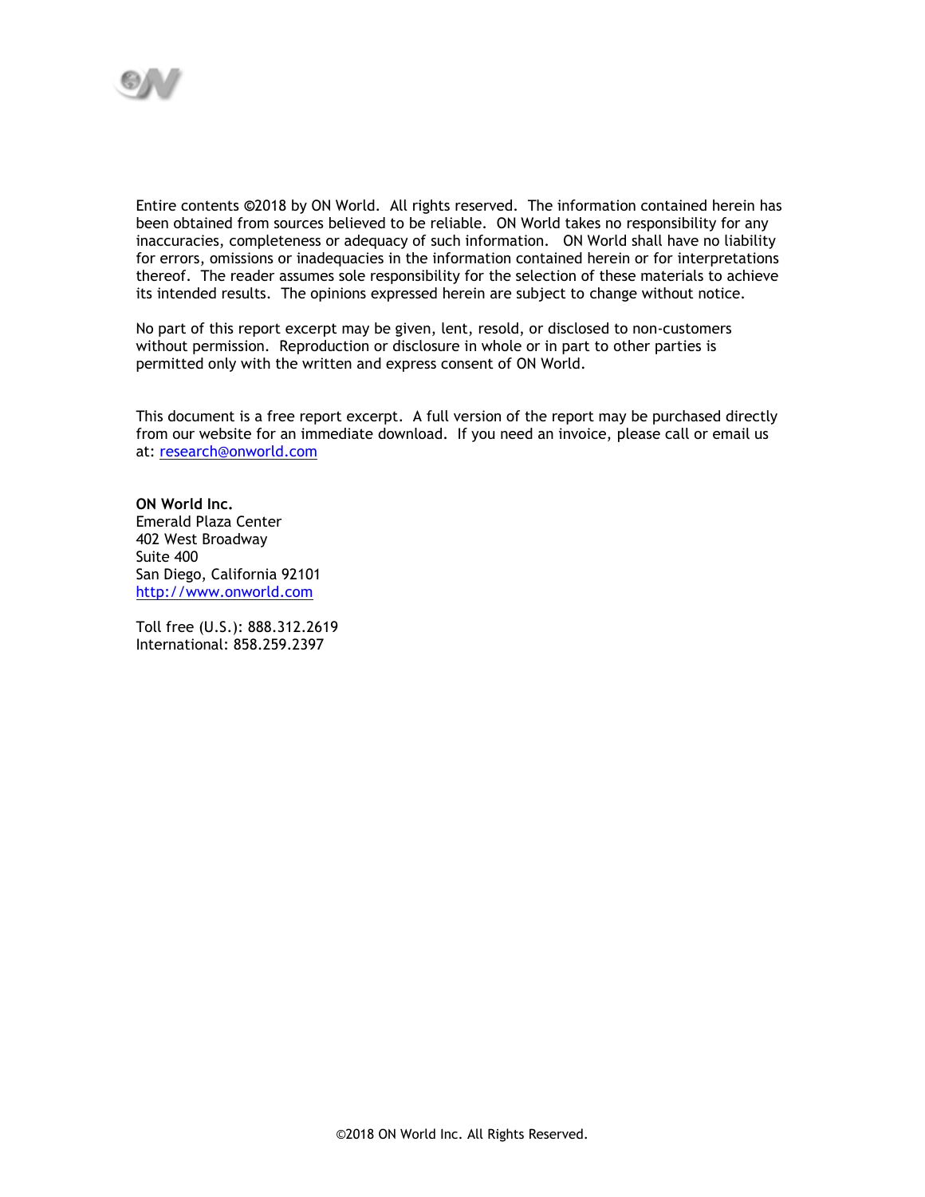Entire contents ©2018 by ON World. All rights reserved. The information contained herein has been obtained from sources believed to be reliable. ON World takes no responsibility for any inaccuracies, completeness or adequacy of such information. ON World shall have no liability for errors, omissions or inadequacies in the information contained herein or for interpretations thereof. The reader assumes sole responsibility for the selection of these materials to achieve its intended results. The opinions expressed herein are subject to change without notice.

No part of this report excerpt may be given, lent, resold, or disclosed to non-customers without permission. Reproduction or disclosure in whole or in part to other parties is permitted only with the written and express consent of ON World.

This document is a free report excerpt. A full version of the report may be purchased directly from our website for an immediate download. If you need an invoice, please call or email us at: research@onworld.com

**ON World Inc.**
Emerald Plaza Center
402 West Broadway
Suite 400
San Diego, California 92101
http://www.onworld.com

Toll free (U.S.): 888.312.2619
International: 858.259.2397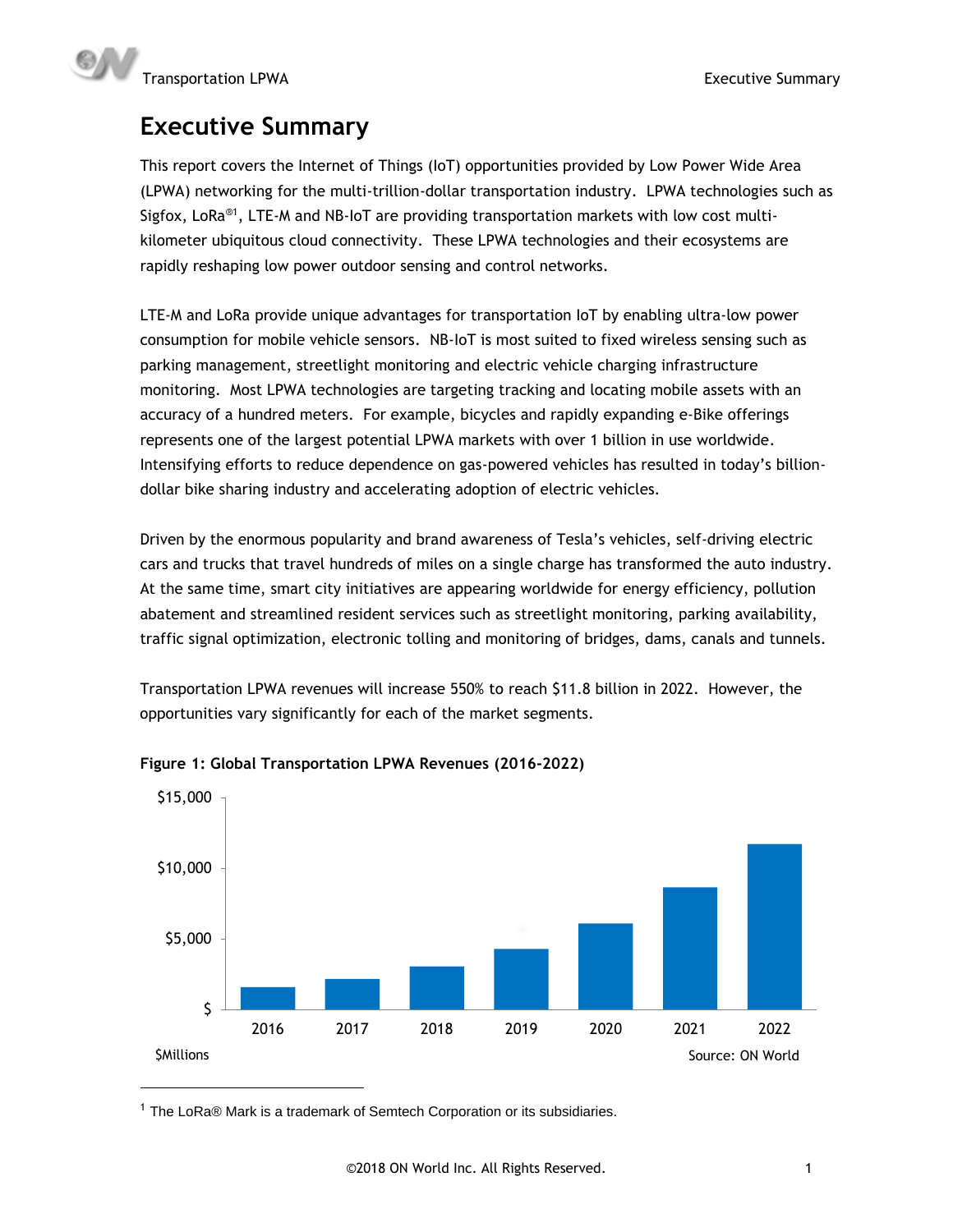# Executive Summary

This report covers the Internet of Things (IoT) opportunities provided by Low Power Wide Area (LPWA) networking for the multi-trillion-dollar transportation industry. LPWA technologies such as Sigfox, LoRa®[1], LTE-M and NB-IoT are providing transportation markets with low cost multi-kilometer ubiquitous cloud connectivity. These LPWA technologies and their ecosystems are rapidly reshaping low power outdoor sensing and control networks.

LTE-M and LoRa provide unique advantages for transportation IoT by enabling ultra-low power consumption for mobile vehicle sensors. NB-IoT is most suited to fixed wireless sensing such as parking management, streetlight monitoring and electric vehicle charging infrastructure monitoring. Most LPWA technologies are targeting tracking and locating mobile assets with an accuracy of a hundred meters. For example, bicycles and rapidly expanding e-Bike offerings represents one of the largest potential LPWA markets with over 1 billion in use worldwide. Intensifying efforts to reduce dependence on gas-powered vehicles has resulted in today's billion-dollar bike sharing industry and accelerating adoption of electric vehicles.

Driven by the enormous popularity and brand awareness of Tesla's vehicles, self-driving electric cars and trucks that travel hundreds of miles on a single charge has transformed the auto industry. At the same time, smart city initiatives are appearing worldwide for energy efficiency, pollution abatement and streamlined resident services such as streetlight monitoring, parking availability, traffic signal optimization, electronic tolling and monitoring of bridges, dams, canals and tunnels.

Transportation LPWA revenues will increase 550% to reach $11.8 billion in 2022. However, the opportunities vary significantly for each of the market segments.

**Figure 1: Global Transportation LPWA Revenues (2016-2022)**

$Millions — Source: ON World

[1] The LoRa® Mark is a trademark of Semtech Corporation or its subsidiaries.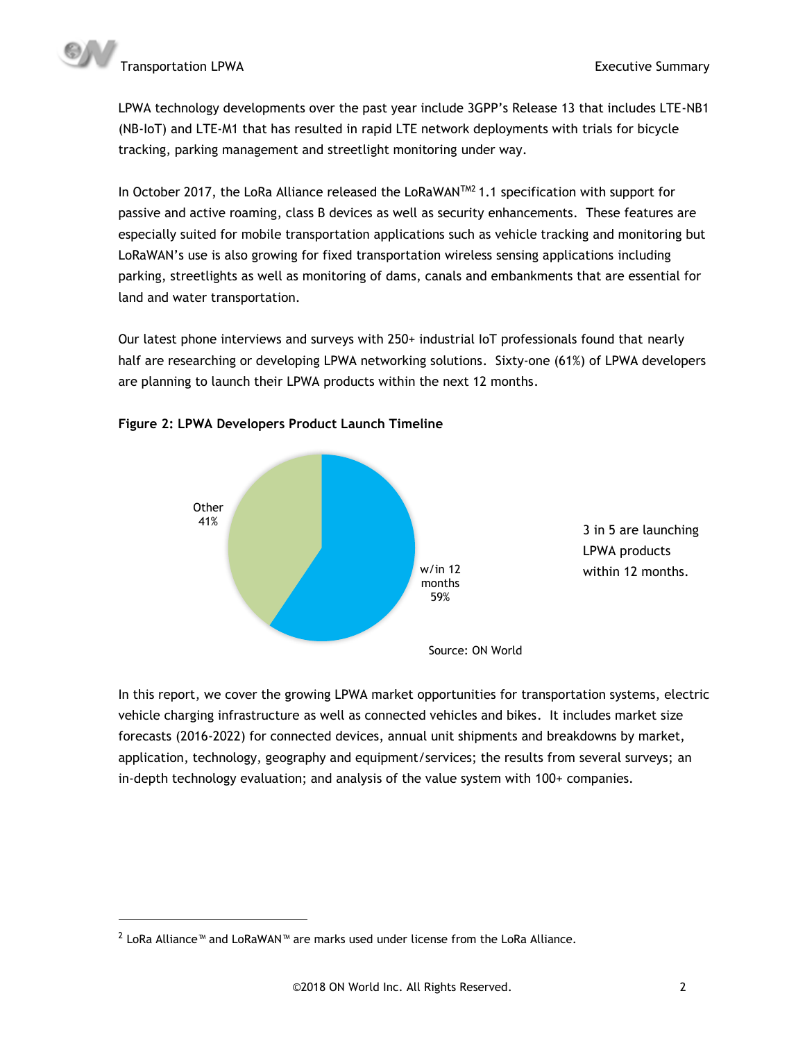LPWA technology developments over the past year include 3GPP's Release 13 that includes LTE-NB1 (NB-IoT) and LTE-M1 that has resulted in rapid LTE network deployments with trials for bicycle tracking, parking management and streetlight monitoring under way.

In October 2017, the LoRa Alliance released the LoRaWAN™[2] 1.1 specification with support for passive and active roaming, class B devices as well as security enhancements. These features are especially suited for mobile transportation applications such as vehicle tracking and monitoring but LoRaWAN's use is also growing for fixed transportation wireless sensing applications including parking, streetlights as well as monitoring of dams, canals and embankments that are essential for land and water transportation.

Our latest phone interviews and surveys with 250+ industrial IoT professionals found that nearly half are researching or developing LPWA networking solutions. Sixty-one (61%) of LPWA developers are planning to launch their LPWA products within the next 12 months.

**Figure 2: LPWA Developers Product Launch Timeline**

Other 41%

w/in 12 months 59%

3 in 5 are launching LPWA products within 12 months.

Source: ON World

In this report, we cover the growing LPWA market opportunities for transportation systems, electric vehicle charging infrastructure as well as connected vehicles and bikes. It includes market size forecasts (2016-2022) for connected devices, annual unit shipments and breakdowns by market, application, technology, geography and equipment/services; the results from several surveys; an in-depth technology evaluation; and analysis of the value system with 100+ companies.

[2] LoRa Alliance™ and LoRaWAN™ are marks used under license from the LoRa Alliance.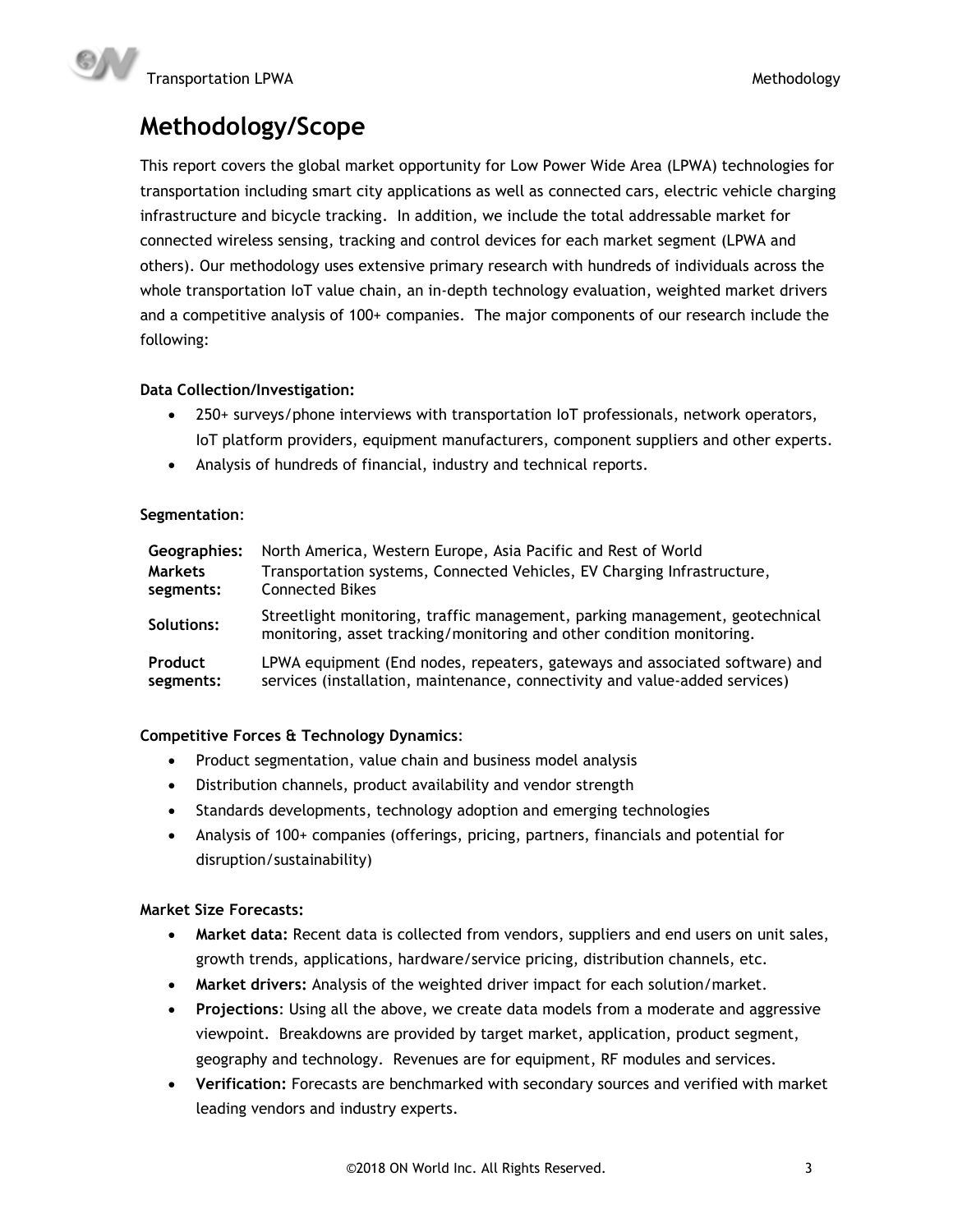# Methodology/Scope

This report covers the global market opportunity for Low Power Wide Area (LPWA) technologies for transportation including smart city applications as well as connected cars, electric vehicle charging infrastructure and bicycle tracking. In addition, we include the total addressable market for connected wireless sensing, tracking and control devices for each market segment (LPWA and others). Our methodology uses extensive primary research with hundreds of individuals across the whole transportation IoT value chain, an in-depth technology evaluation, weighted market drivers and a competitive analysis of 100+ companies. The major components of our research include the following:

**Data Collection/Investigation:**

- 250+ surveys/phone interviews with transportation IoT professionals, network operators, IoT platform providers, equipment manufacturers, component suppliers and other experts.
- Analysis of hundreds of financial, industry and technical reports.

**Segmentation**:

| | |
|---|---|
| **Geographies:** | North America, Western Europe, Asia Pacific and Rest of World |
| **Markets segments:** | Transportation systems, Connected Vehicles, EV Charging Infrastructure, Connected Bikes |
| **Solutions:** | Streetlight monitoring, traffic management, parking management, geotechnical monitoring, asset tracking/monitoring and other condition monitoring. |
| **Product segments:** | LPWA equipment (End nodes, repeaters, gateways and associated software) and services (installation, maintenance, connectivity and value-added services) |

**Competitive Forces & Technology Dynamics**:

- Product segmentation, value chain and business model analysis
- Distribution channels, product availability and vendor strength
- Standards developments, technology adoption and emerging technologies
- Analysis of 100+ companies (offerings, pricing, partners, financials and potential for disruption/sustainability)

**Market Size Forecasts:**

- **Market data:** Recent data is collected from vendors, suppliers and end users on unit sales, growth trends, applications, hardware/service pricing, distribution channels, etc.
- **Market drivers:** Analysis of the weighted driver impact for each solution/market.
- **Projections**: Using all the above, we create data models from a moderate and aggressive viewpoint. Breakdowns are provided by target market, application, product segment, geography and technology. Revenues are for equipment, RF modules and services.
- **Verification:** Forecasts are benchmarked with secondary sources and verified with market leading vendors and industry experts.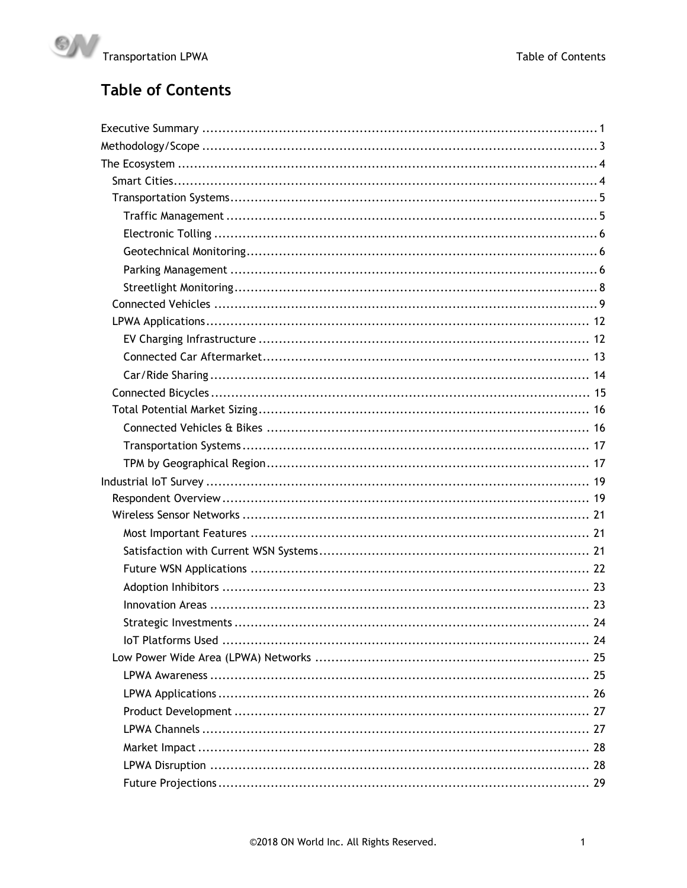# Table of Contents

- Executive Summary ........ 1
- Methodology/Scope ........ 3
- The Ecosystem ........ 4
  - Smart Cities ........ 4
  - Transportation Systems ........ 5
    - Traffic Management ........ 5
    - Electronic Tolling ........ 6
    - Geotechnical Monitoring ........ 6
    - Parking Management ........ 6
    - Streetlight Monitoring ........ 8
  - Connected Vehicles ........ 9
  - LPWA Applications ........ 12
    - EV Charging Infrastructure ........ 12
    - Connected Car Aftermarket ........ 13
    - Car/Ride Sharing ........ 14
  - Connected Bicycles ........ 15
  - Total Potential Market Sizing ........ 16
    - Connected Vehicles & Bikes ........ 16
    - Transportation Systems ........ 17
    - TPM by Geographical Region ........ 17
- Industrial IoT Survey ........ 19
  - Respondent Overview ........ 19
  - Wireless Sensor Networks ........ 21
    - Most Important Features ........ 21
    - Satisfaction with Current WSN Systems ........ 21
    - Future WSN Applications ........ 22
    - Adoption Inhibitors ........ 23
    - Innovation Areas ........ 23
    - Strategic Investments ........ 24
    - IoT Platforms Used ........ 24
  - Low Power Wide Area (LPWA) Networks ........ 25
    - LPWA Awareness ........ 25
    - LPWA Applications ........ 26
    - Product Development ........ 27
    - LPWA Channels ........ 27
    - Market Impact ........ 28
    - LPWA Disruption ........ 28
    - Future Projections ........ 29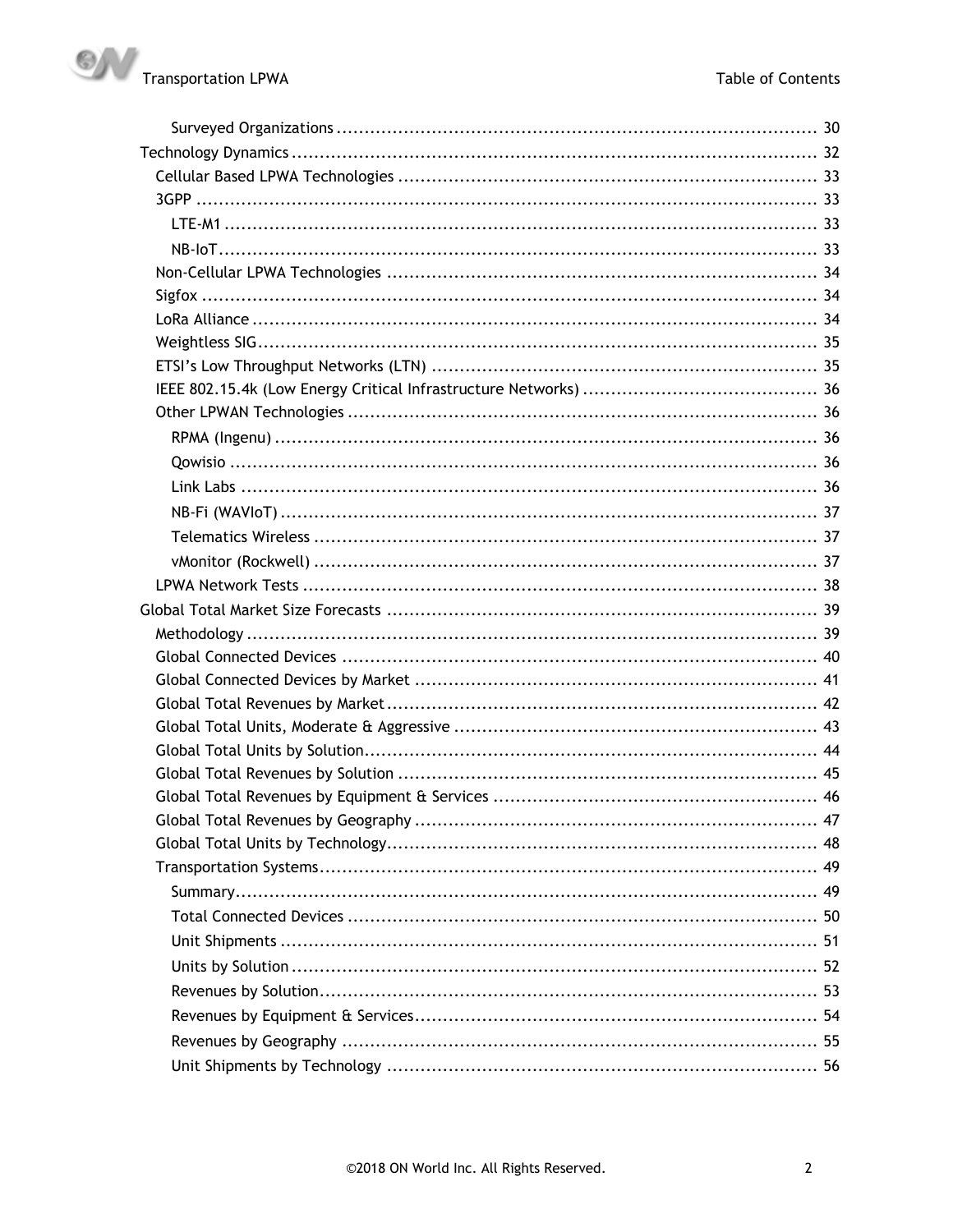Surveyed Organizations ........................................................................................ 30

Technology Dynamics ............................................................................................. 32

Cellular Based LPWA Technologies ........................................................................... 33

3GPP ............................................................................................................. 33

LTE-M1 ........................................................................................................ 33

NB-IoT .......................................................................................................... 33

Non-Cellular LPWA Technologies ............................................................................ 34

Sigfox ............................................................................................................ 34

LoRa Alliance ................................................................................................... 34

Weightless SIG ................................................................................................... 35

ETSI's Low Throughput Networks (LTN) .................................................................... 35

IEEE 802.15.4k (Low Energy Critical Infrastructure Networks) .......................................... 36

Other LPWAN Technologies ................................................................................... 36

RPMA (Ingenu) ................................................................................................ 36

Qowisio ........................................................................................................ 36

Link Labs ...................................................................................................... 36

NB-Fi (WAVIoT) ............................................................................................... 37

Telematics Wireless .......................................................................................... 37

vMonitor (Rockwell) ......................................................................................... 37

LPWA Network Tests ........................................................................................... 38

Global Total Market Size Forecasts ............................................................................ 39

Methodology ..................................................................................................... 39

Global Connected Devices .................................................................................... 40

Global Connected Devices by Market ....................................................................... 41

Global Total Revenues by Market ............................................................................ 42

Global Total Units, Moderate & Aggressive ................................................................ 43

Global Total Units by Solution ................................................................................ 44

Global Total Revenues by Solution .......................................................................... 45

Global Total Revenues by Equipment & Services .......................................................... 46

Global Total Revenues by Geography ....................................................................... 47

Global Total Units by Technology ............................................................................ 48

Transportation Systems ........................................................................................ 49

Summary ....................................................................................................... 49

Total Connected Devices ................................................................................... 50

Unit Shipments ............................................................................................... 51

Units by Solution ............................................................................................. 52

Revenues by Solution ........................................................................................ 53

Revenues by Equipment & Services ....................................................................... 54

Revenues by Geography .................................................................................... 55

Unit Shipments by Technology ............................................................................ 56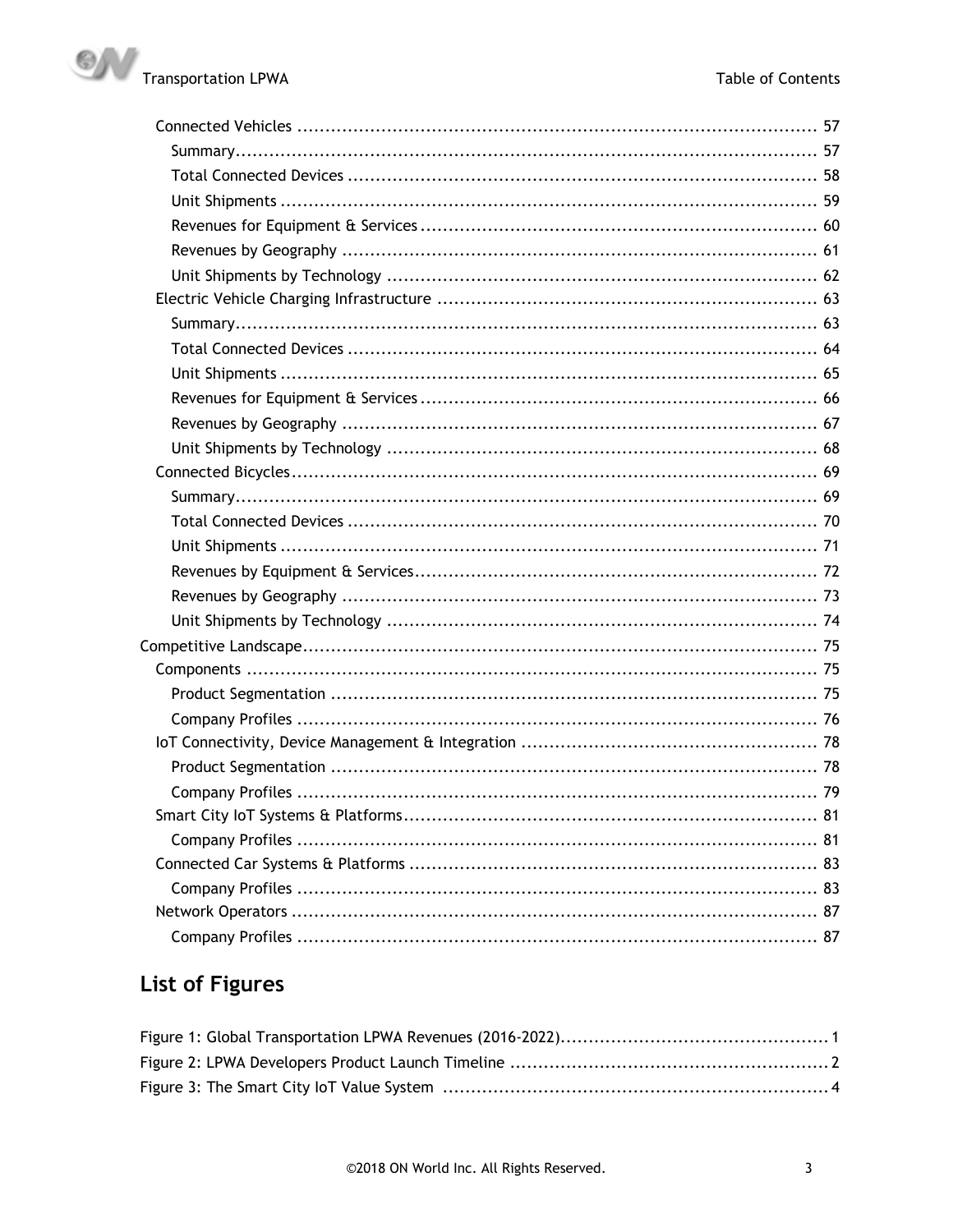- Connected Vehicles ..... 57
  - Summary ..... 57
  - Total Connected Devices ..... 58
  - Unit Shipments ..... 59
  - Revenues for Equipment & Services ..... 60
  - Revenues by Geography ..... 61
  - Unit Shipments by Technology ..... 62
- Electric Vehicle Charging Infrastructure ..... 63
  - Summary ..... 63
  - Total Connected Devices ..... 64
  - Unit Shipments ..... 65
  - Revenues for Equipment & Services ..... 66
  - Revenues by Geography ..... 67
  - Unit Shipments by Technology ..... 68
- Connected Bicycles ..... 69
  - Summary ..... 69
  - Total Connected Devices ..... 70
  - Unit Shipments ..... 71
  - Revenues by Equipment & Services ..... 72
  - Revenues by Geography ..... 73
  - Unit Shipments by Technology ..... 74

Competitive Landscape ..... 75

- Components ..... 75
  - Product Segmentation ..... 75
  - Company Profiles ..... 76
- IoT Connectivity, Device Management & Integration ..... 78
  - Product Segmentation ..... 78
  - Company Profiles ..... 79
- Smart City IoT Systems & Platforms ..... 81
  - Company Profiles ..... 81
- Connected Car Systems & Platforms ..... 83
  - Company Profiles ..... 83
- Network Operators ..... 87
  - Company Profiles ..... 87

## List of Figures

Figure 1: Global Transportation LPWA Revenues (2016-2022) ..... 1

Figure 2: LPWA Developers Product Launch Timeline ..... 2

Figure 3: The Smart City IoT Value System ..... 4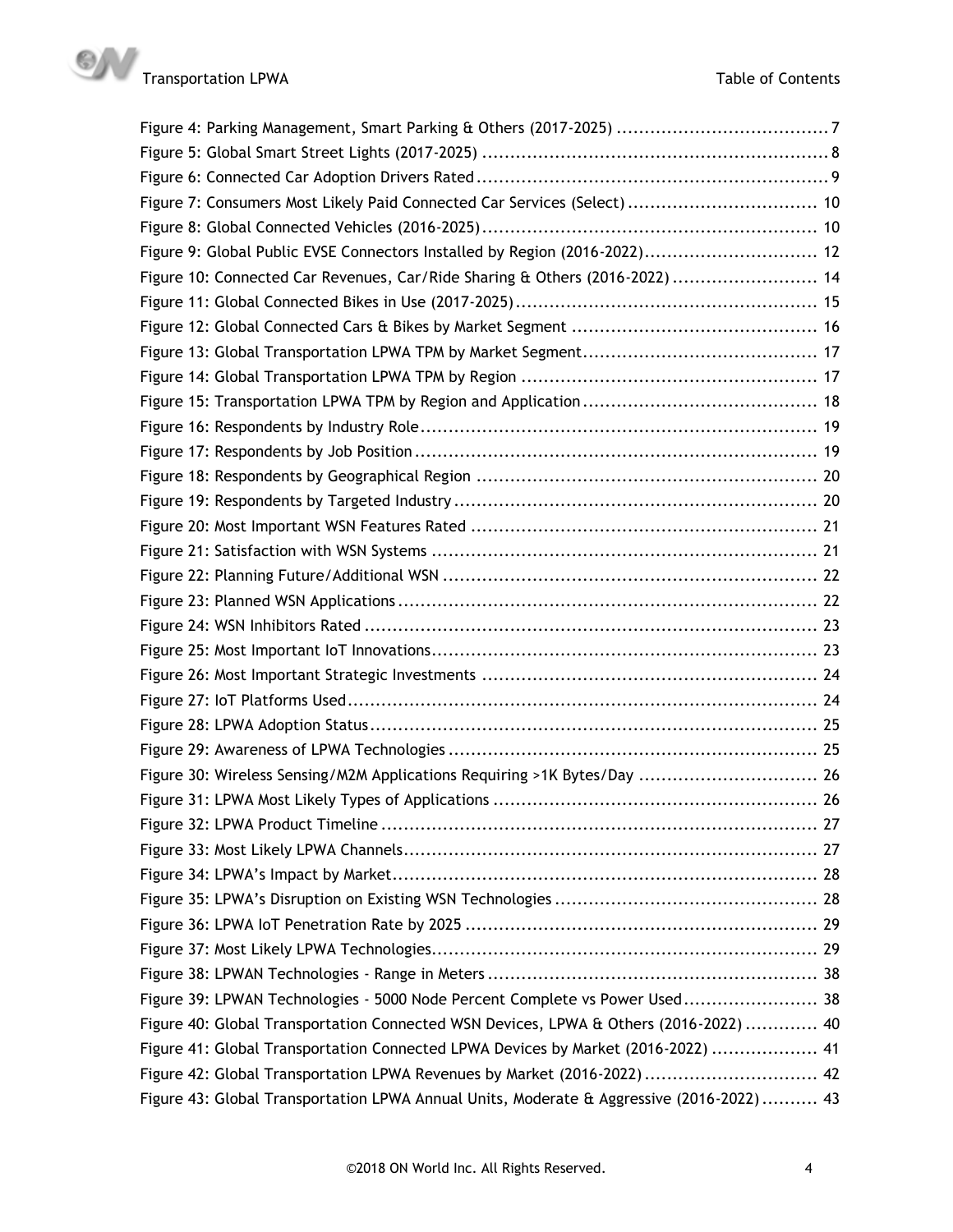Figure 4: Parking Management, Smart Parking & Others (2017-2025) ...................................... 7
Figure 5: Global Smart Street Lights (2017-2025) .............................................................. 8
Figure 6: Connected Car Adoption Drivers Rated ............................................................... 9
Figure 7: Consumers Most Likely Paid Connected Car Services (Select) .................................. 10
Figure 8: Global Connected Vehicles (2016-2025) ............................................................ 10
Figure 9: Global Public EVSE Connectors Installed by Region (2016-2022) ............................... 12
Figure 10: Connected Car Revenues, Car/Ride Sharing & Others (2016-2022) .......................... 14
Figure 11: Global Connected Bikes in Use (2017-2025) ...................................................... 15
Figure 12: Global Connected Cars & Bikes by Market Segment ............................................ 16
Figure 13: Global Transportation LPWA TPM by Market Segment .......................................... 17
Figure 14: Global Transportation LPWA TPM by Region ..................................................... 17
Figure 15: Transportation LPWA TPM by Region and Application .......................................... 18
Figure 16: Respondents by Industry Role ....................................................................... 19
Figure 17: Respondents by Job Position ........................................................................ 19
Figure 18: Respondents by Geographical Region ............................................................. 20
Figure 19: Respondents by Targeted Industry ................................................................. 20
Figure 20: Most Important WSN Features Rated .............................................................. 21
Figure 21: Satisfaction with WSN Systems ..................................................................... 21
Figure 22: Planning Future/Additional WSN .................................................................... 22
Figure 23: Planned WSN Applications ........................................................................... 22
Figure 24: WSN Inhibitors Rated ................................................................................. 23
Figure 25: Most Important IoT Innovations ..................................................................... 23
Figure 26: Most Important Strategic Investments ............................................................ 24
Figure 27: IoT Platforms Used .................................................................................... 24
Figure 28: LPWA Adoption Status ................................................................................ 25
Figure 29: Awareness of LPWA Technologies .................................................................. 25
Figure 30: Wireless Sensing/M2M Applications Requiring >1K Bytes/Day ................................ 26
Figure 31: LPWA Most Likely Types of Applications .......................................................... 26
Figure 32: LPWA Product Timeline .............................................................................. 27
Figure 33: Most Likely LPWA Channels .......................................................................... 27
Figure 34: LPWA's Impact by Market ............................................................................ 28
Figure 35: LPWA's Disruption on Existing WSN Technologies .............................................. 28
Figure 36: LPWA IoT Penetration Rate by 2025 ............................................................... 29
Figure 37: Most Likely LPWA Technologies ..................................................................... 29
Figure 38: LPWAN Technologies - Range in Meters ........................................................... 38
Figure 39: LPWAN Technologies - 5000 Node Percent Complete vs Power Used ........................ 38
Figure 40: Global Transportation Connected WSN Devices, LPWA & Others (2016-2022) ............. 40
Figure 41: Global Transportation Connected LPWA Devices by Market (2016-2022) ................... 41
Figure 42: Global Transportation LPWA Revenues by Market (2016-2022) ............................... 42
Figure 43: Global Transportation LPWA Annual Units, Moderate & Aggressive (2016-2022) .......... 43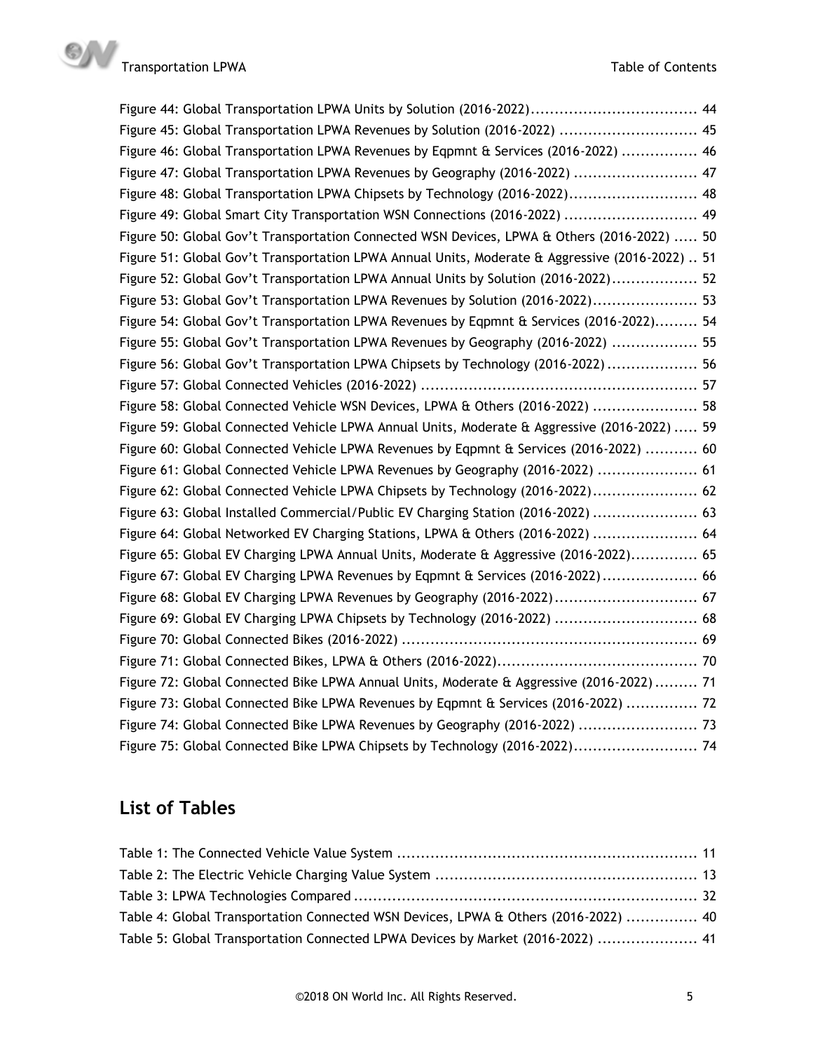Figure 44: Global Transportation LPWA Units by Solution (2016-2022).................................. 44
Figure 45: Global Transportation LPWA Revenues by Solution (2016-2022) ............................. 45
Figure 46: Global Transportation LPWA Revenues by Eqpmnt & Services (2016-2022) ................ 46
Figure 47: Global Transportation LPWA Revenues by Geography (2016-2022) .......................... 47
Figure 48: Global Transportation LPWA Chipsets by Technology (2016-2022)........................... 48
Figure 49: Global Smart City Transportation WSN Connections (2016-2022) ............................ 49
Figure 50: Global Gov't Transportation Connected WSN Devices, LPWA & Others (2016-2022) ..... 50
Figure 51: Global Gov't Transportation LPWA Annual Units, Moderate & Aggressive (2016-2022) .. 51
Figure 52: Global Gov't Transportation LPWA Annual Units by Solution (2016-2022).................. 52
Figure 53: Global Gov't Transportation LPWA Revenues by Solution (2016-2022)...................... 53
Figure 54: Global Gov't Transportation LPWA Revenues by Eqpmnt & Services (2016-2022)......... 54
Figure 55: Global Gov't Transportation LPWA Revenues by Geography (2016-2022) .................. 55
Figure 56: Global Gov't Transportation LPWA Chipsets by Technology (2016-2022) ................... 56
Figure 57: Global Connected Vehicles (2016-2022) .......................................................... 57
Figure 58: Global Connected Vehicle WSN Devices, LPWA & Others (2016-2022) ...................... 58
Figure 59: Global Connected Vehicle LPWA Annual Units, Moderate & Aggressive (2016-2022) ..... 59
Figure 60: Global Connected Vehicle LPWA Revenues by Eqpmnt & Services (2016-2022) ........... 60
Figure 61: Global Connected Vehicle LPWA Revenues by Geography (2016-2022) ..................... 61
Figure 62: Global Connected Vehicle LPWA Chipsets by Technology (2016-2022)...................... 62
Figure 63: Global Installed Commercial/Public EV Charging Station (2016-2022) ...................... 63
Figure 64: Global Networked EV Charging Stations, LPWA & Others (2016-2022) ...................... 64
Figure 65: Global EV Charging LPWA Annual Units, Moderate & Aggressive (2016-2022).............. 65
Figure 67: Global EV Charging LPWA Revenues by Eqpmnt & Services (2016-2022).................... 66
Figure 68: Global EV Charging LPWA Revenues by Geography (2016-2022).............................. 67
Figure 69: Global EV Charging LPWA Chipsets by Technology (2016-2022) .............................. 68
Figure 70: Global Connected Bikes (2016-2022) .............................................................. 69
Figure 71: Global Connected Bikes, LPWA & Others (2016-2022).......................................... 70
Figure 72: Global Connected Bike LPWA Annual Units, Moderate & Aggressive (2016-2022) ......... 71
Figure 73: Global Connected Bike LPWA Revenues by Eqpmnt & Services (2016-2022) ............... 72
Figure 74: Global Connected Bike LPWA Revenues by Geography (2016-2022) ......................... 73
Figure 75: Global Connected Bike LPWA Chipsets by Technology (2016-2022).......................... 74

## List of Tables

Table 1: The Connected Vehicle Value System ............................................................... 11
Table 2: The Electric Vehicle Charging Value System ....................................................... 13
Table 3: LPWA Technologies Compared ........................................................................ 32
Table 4: Global Transportation Connected WSN Devices, LPWA & Others (2016-2022) ............... 40
Table 5: Global Transportation Connected LPWA Devices by Market (2016-2022) ..................... 41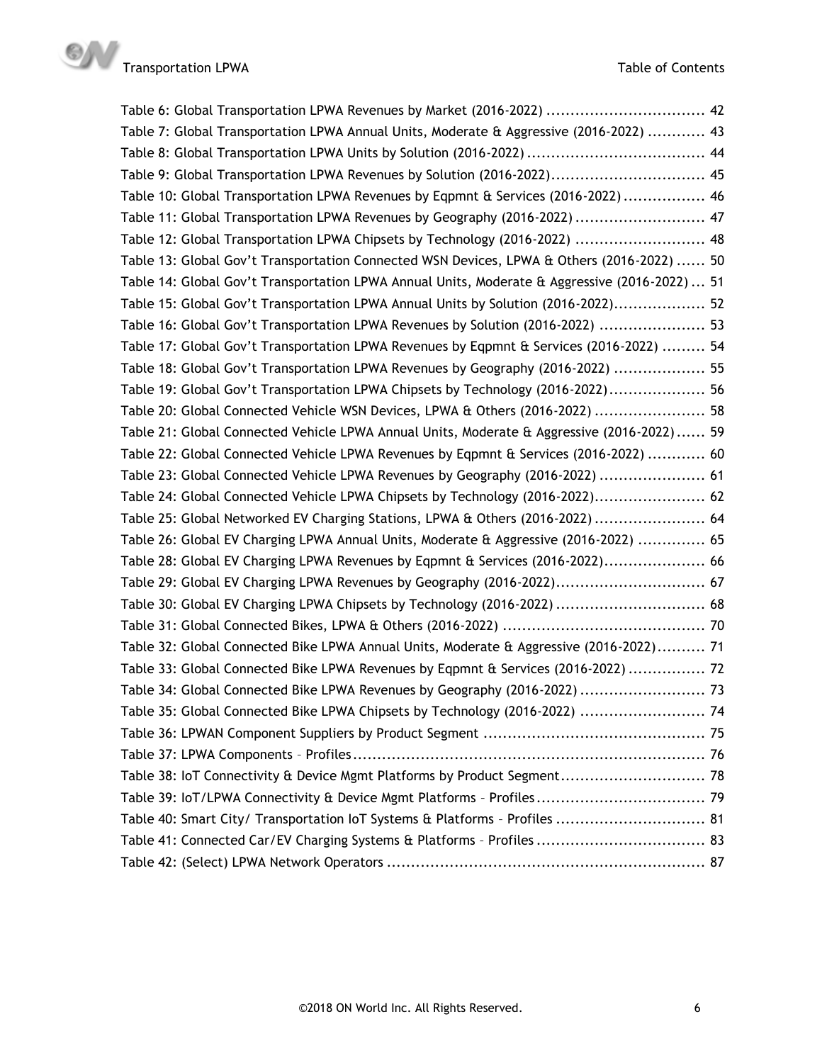Table 6: Global Transportation LPWA Revenues by Market (2016-2022) ................................. 42
Table 7: Global Transportation LPWA Annual Units, Moderate & Aggressive (2016-2022) ............ 43
Table 8: Global Transportation LPWA Units by Solution (2016-2022) ..................................... 44
Table 9: Global Transportation LPWA Revenues by Solution (2016-2022)................................ 45
Table 10: Global Transportation LPWA Revenues by Eqpmnt & Services (2016-2022) ................. 46
Table 11: Global Transportation LPWA Revenues by Geography (2016-2022) ........................... 47
Table 12: Global Transportation LPWA Chipsets by Technology (2016-2022) ........................... 48
Table 13: Global Gov't Transportation Connected WSN Devices, LPWA & Others (2016-2022) ...... 50
Table 14: Global Gov't Transportation LPWA Annual Units, Moderate & Aggressive (2016-2022) ... 51
Table 15: Global Gov't Transportation LPWA Annual Units by Solution (2016-2022).................. 52
Table 16: Global Gov't Transportation LPWA Revenues by Solution (2016-2022) ...................... 53
Table 17: Global Gov't Transportation LPWA Revenues by Eqpmnt & Services (2016-2022) ......... 54
Table 18: Global Gov't Transportation LPWA Revenues by Geography (2016-2022) ................... 55
Table 19: Global Gov't Transportation LPWA Chipsets by Technology (2016-2022).................... 56
Table 20: Global Connected Vehicle WSN Devices, LPWA & Others (2016-2022) ....................... 58
Table 21: Global Connected Vehicle LPWA Annual Units, Moderate & Aggressive (2016-2022)...... 59
Table 22: Global Connected Vehicle LPWA Revenues by Eqpmnt & Services (2016-2022) ............ 60
Table 23: Global Connected Vehicle LPWA Revenues by Geography (2016-2022) ...................... 61
Table 24: Global Connected Vehicle LPWA Chipsets by Technology (2016-2022)....................... 62
Table 25: Global Networked EV Charging Stations, LPWA & Others (2016-2022) ....................... 64
Table 26: Global EV Charging LPWA Annual Units, Moderate & Aggressive (2016-2022) .............. 65
Table 28: Global EV Charging LPWA Revenues by Eqpmnt & Services (2016-2022)..................... 66
Table 29: Global EV Charging LPWA Revenues by Geography (2016-2022)............................... 67
Table 30: Global EV Charging LPWA Chipsets by Technology (2016-2022) ............................... 68
Table 31: Global Connected Bikes, LPWA & Others (2016-2022) .......................................... 70
Table 32: Global Connected Bike LPWA Annual Units, Moderate & Aggressive (2016-2022).......... 71
Table 33: Global Connected Bike LPWA Revenues by Eqpmnt & Services (2016-2022) ................ 72
Table 34: Global Connected Bike LPWA Revenues by Geography (2016-2022) .......................... 73
Table 35: Global Connected Bike LPWA Chipsets by Technology (2016-2022) .......................... 74
Table 36: LPWAN Component Suppliers by Product Segment .............................................. 75
Table 37: LPWA Components – Profiles......................................................................... 76
Table 38: IoT Connectivity & Device Mgmt Platforms by Product Segment.............................. 78
Table 39: IoT/LPWA Connectivity & Device Mgmt Platforms – Profiles................................... 79
Table 40: Smart City/ Transportation IoT Systems & Platforms – Profiles ............................... 81
Table 41: Connected Car/EV Charging Systems & Platforms – Profiles ................................... 83
Table 42: (Select) LPWA Network Operators .................................................................. 87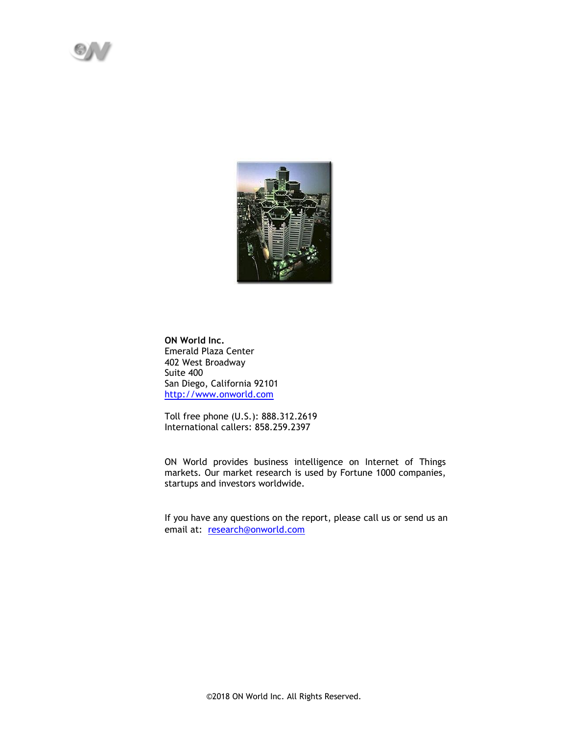**ON World Inc.**
Emerald Plaza Center
402 West Broadway
Suite 400
San Diego, California 92101
http://www.onworld.com

Toll free phone (U.S.): 888.312.2619
International callers: 858.259.2397

ON World provides business intelligence on Internet of Things markets. Our market research is used by Fortune 1000 companies, startups and investors worldwide.

If you have any questions on the report, please call us or send us an email at: research@onworld.com

©2018 ON World Inc. All Rights Reserved.